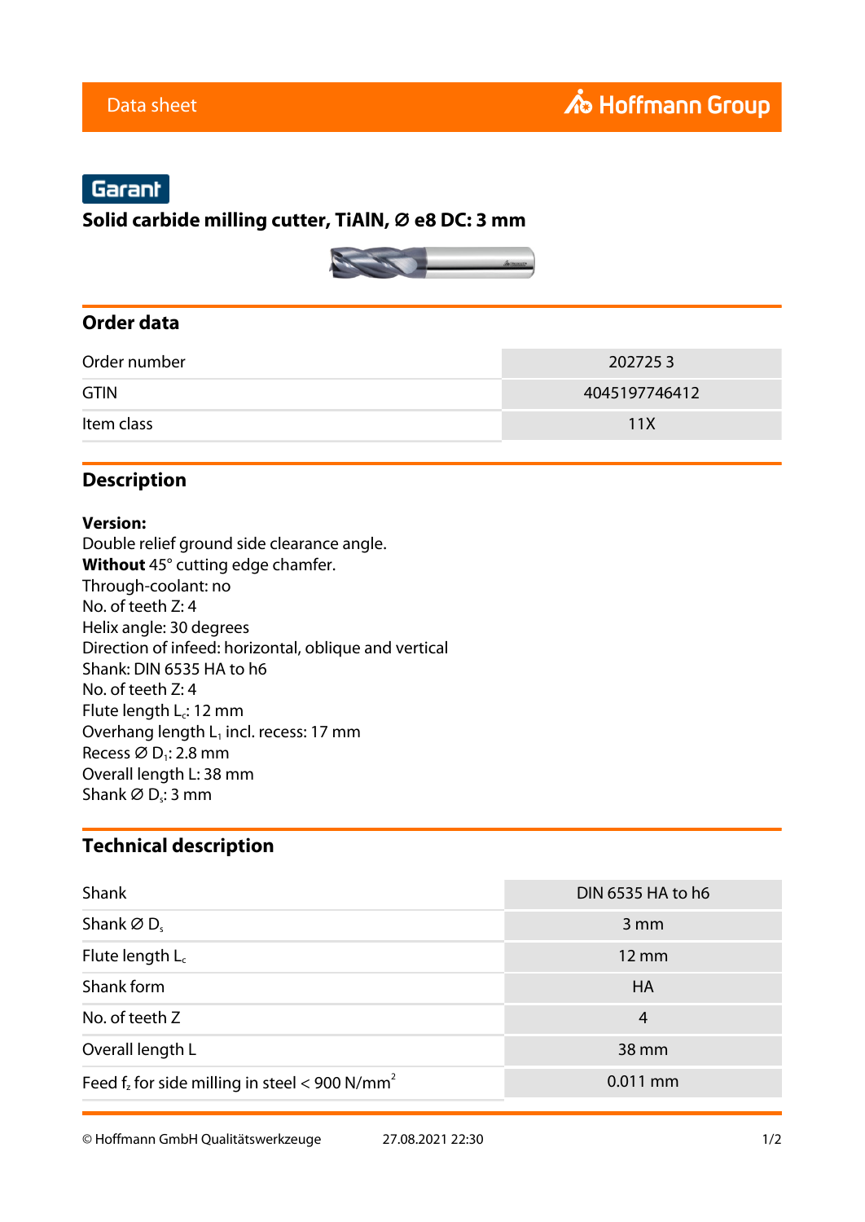Data sheet

Hoffmann Group

Garant

# Solid carbide milling cutter, TiAlN, Ø e8 DC: 3 mm

## Order data

| | |
|---|---|
| Order number | 202725 3 |
| GTIN | 4045197746412 |
| Item class | 11X |

## Description

**Version:**
Double relief ground side clearance angle.
**Without** 45° cutting edge chamfer.
Through-coolant: no
No. of teeth Z: 4
Helix angle: 30 degrees
Direction of infeed: horizontal, oblique and vertical
Shank: DIN 6535 HA to h6
No. of teeth Z: 4
Flute length $L_c$: 12 mm
Overhang length $L_1$ incl. recess: 17 mm
Recess Ø $D_1$: 2.8 mm
Overall length L: 38 mm
Shank Ø $D_s$: 3 mm

## Technical description

| | |
|---|---|
| Shank | DIN 6535 HA to h6 |
| Shank Ø $D_s$ | 3 mm |
| Flute length $L_c$ | 12 mm |
| Shank form | HA |
| No. of teeth Z | 4 |
| Overall length L | 38 mm |
| Feed $f_z$ for side milling in steel < 900 N/mm$^2$ | 0.011 mm |

© Hoffmann GmbH Qualitätswerkzeuge 27.08.2021 22:30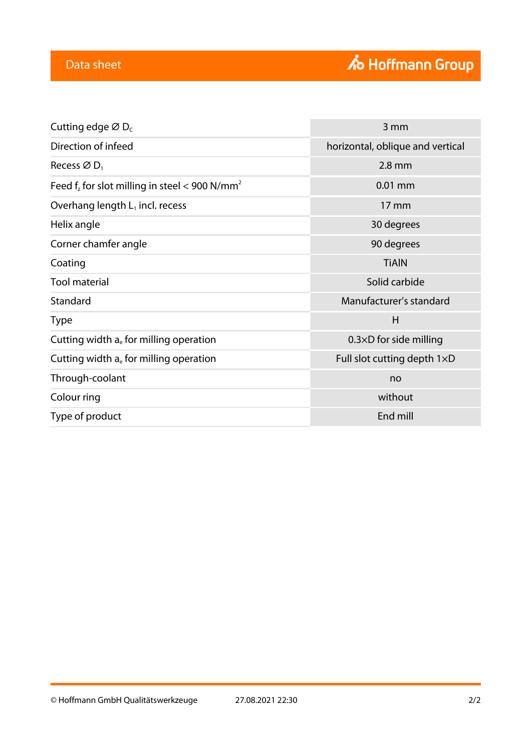| | |
|---|---|
| Cutting edge Ø $D_C$ | 3 mm |
| Direction of infeed | horizontal, oblique and vertical |
| Recess Ø $D_1$ | 2.8 mm |
| Feed $f_z$ for slot milling in steel < 900 N/mm$^2$ | 0.01 mm |
| Overhang length $L_1$ incl. recess | 17 mm |
| Helix angle | 30 degrees |
| Corner chamfer angle | 90 degrees |
| Coating | TiAlN |
| Tool material | Solid carbide |
| Standard | Manufacturer's standard |
| Type | H |
| Cutting width $a_e$ for milling operation | 0.3×D for side milling |
| Cutting width $a_e$ for milling operation | Full slot cutting depth 1×D |
| Through-coolant | no |
| Colour ring | without |
| Type of product | End mill |